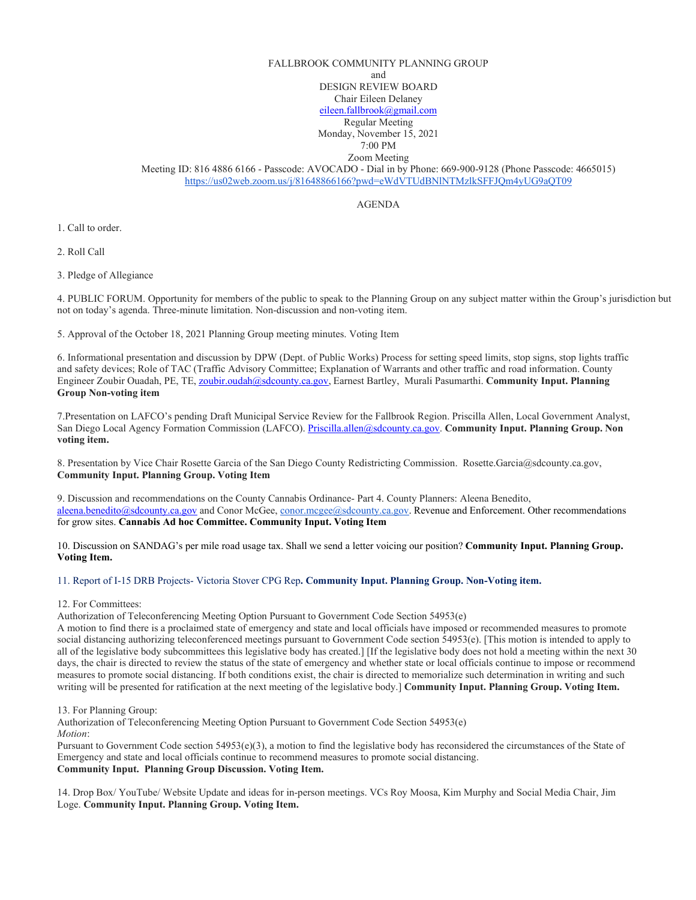FALLBROOK COMMUNITY PLANNING GROUP
and
DESIGN REVIEW BOARD
Chair Eileen Delaney
eileen.fallbrook@gmail.com
Regular Meeting
Monday, November 15, 2021
7:00 PM
Zoom Meeting
Meeting ID: 816 4886 6166 - Passcode: AVOCADO - Dial in by Phone: 669-900-9128 (Phone Passcode: 4665015)
https://us02web.zoom.us/j/81648866166?pwd=eWdVTUdBNlNTMzlkSFFJQm4yUG9aQT09

AGENDA

1. Call to order.

2. Roll Call

3. Pledge of Allegiance

4. PUBLIC FORUM. Opportunity for members of the public to speak to the Planning Group on any subject matter within the Group's jurisdiction but not on today's agenda. Three-minute limitation. Non-discussion and non-voting item.

5. Approval of the October 18, 2021 Planning Group meeting minutes. Voting Item

6. Informational presentation and discussion by DPW (Dept. of Public Works) Process for setting speed limits, stop signs, stop lights traffic and safety devices; Role of TAC (Traffic Advisory Committee; Explanation of Warrants and other traffic and road information. County Engineer Zoubir Ouadah, PE, TE, zoubir.oudah@sdcounty.ca.gov, Earnest Bartley, Murali Pasumarthi. **Community Input. Planning Group Non-voting item**

7.Presentation on LAFCO's pending Draft Municipal Service Review for the Fallbrook Region. Priscilla Allen, Local Government Analyst, San Diego Local Agency Formation Commission (LAFCO). Priscilla.allen@sdcounty.ca.gov. **Community Input. Planning Group. Non voting item.**

8. Presentation by Vice Chair Rosette Garcia of the San Diego County Redistricting Commission. Rosette.Garcia@sdcounty.ca.gov, **Community Input. Planning Group. Voting Item**

9. Discussion and recommendations on the County Cannabis Ordinance- Part 4. County Planners: Aleena Benedito, aleena.benedito@sdcounty.ca.gov and Conor McGee, conor.mcgee@sdcounty.ca.gov. Revenue and Enforcement. Other recommendations for grow sites. **Cannabis Ad hoc Committee. Community Input. Voting Item**

10. Discussion on SANDAG's per mile road usage tax. Shall we send a letter voicing our position? **Community Input. Planning Group. Voting Item.**

11. Report of I-15 DRB Projects- Victoria Stover CPG Rep**. Community Input. Planning Group. Non-Voting item.**

12. For Committees:
Authorization of Teleconferencing Meeting Option Pursuant to Government Code Section 54953(e)
A motion to find there is a proclaimed state of emergency and state and local officials have imposed or recommended measures to promote social distancing authorizing teleconferenced meetings pursuant to Government Code section 54953(e). [This motion is intended to apply to all of the legislative body subcommittees this legislative body has created.] [If the legislative body does not hold a meeting within the next 30 days, the chair is directed to review the status of the state of emergency and whether state or local officials continue to impose or recommend measures to promote social distancing. If both conditions exist, the chair is directed to memorialize such determination in writing and such writing will be presented for ratification at the next meeting of the legislative body.] **Community Input. Planning Group. Voting Item.**

13. For Planning Group:
Authorization of Teleconferencing Meeting Option Pursuant to Government Code Section 54953(e)
*Motion*:
Pursuant to Government Code section 54953(e)(3), a motion to find the legislative body has reconsidered the circumstances of the State of Emergency and state and local officials continue to recommend measures to promote social distancing.
**Community Input. Planning Group Discussion. Voting Item.**

14. Drop Box/ YouTube/ Website Update and ideas for in-person meetings. VCs Roy Moosa, Kim Murphy and Social Media Chair, Jim Loge. **Community Input. Planning Group. Voting Item.**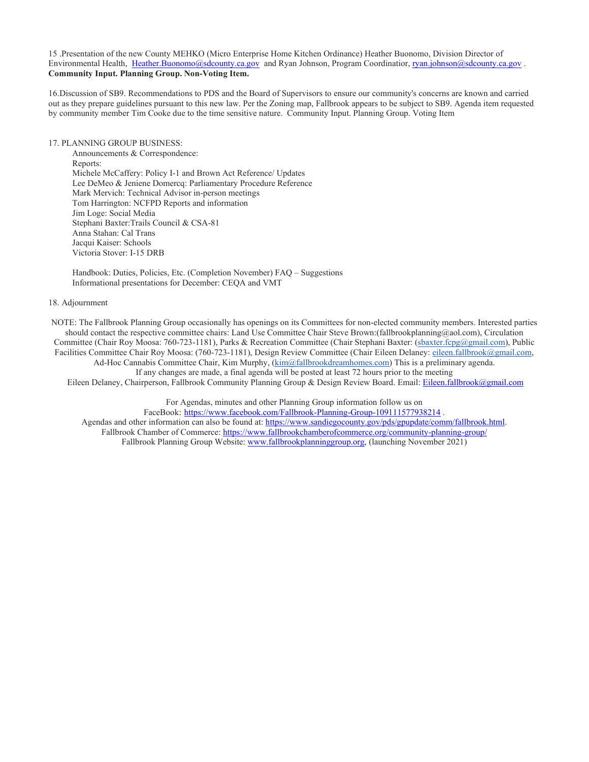15 .Presentation of the new County MEHKO (Micro Enterprise Home Kitchen Ordinance) Heather Buonomo, Division Director of Environmental Health, Heather.Buonomo@sdcounty.ca.gov and Ryan Johnson, Program Coordinatior, ryan.johnson@sdcounty.ca.gov . **Community Input. Planning Group. Non-Voting Item.**

16.Discussion of SB9. Recommendations to PDS and the Board of Supervisors to ensure our community's concerns are known and carried out as they prepare guidelines pursuant to this new law. Per the Zoning map, Fallbrook appears to be subject to SB9. Agenda item requested by community member Tim Cooke due to the time sensitive nature. Community Input. Planning Group. Voting Item

17. PLANNING GROUP BUSINESS:

Announcements & Correspondence:
Reports:
Michele McCaffery: Policy I-1 and Brown Act Reference/ Updates
Lee DeMeo & Jeniene Domercq: Parliamentary Procedure Reference
Mark Mervich: Technical Advisor in-person meetings
Tom Harrington: NCFPD Reports and information
Jim Loge: Social Media
Stephani Baxter:Trails Council & CSA-81
Anna Stahan: Cal Trans
Jacqui Kaiser: Schools
Victoria Stover: I-15 DRB

Handbook: Duties, Policies, Etc. (Completion November) FAQ – Suggestions
Informational presentations for December: CEQA and VMT

18. Adjournment

NOTE: The Fallbrook Planning Group occasionally has openings on its Committees for non-elected community members. Interested parties should contact the respective committee chairs: Land Use Committee Chair Steve Brown:(fallbrookplanning@aol.com), Circulation Committee (Chair Roy Moosa: 760-723-1181), Parks & Recreation Committee (Chair Stephani Baxter: (sbaxter.fcpg@gmail.com), Public Facilities Committee Chair Roy Moosa: (760-723-1181), Design Review Committee (Chair Eileen Delaney: eileen.fallbrook@gmail.com, Ad-Hoc Cannabis Committee Chair, Kim Murphy, (kim@fallbrookdreamhomes.com) This is a preliminary agenda. If any changes are made, a final agenda will be posted at least 72 hours prior to the meeting
Eileen Delaney, Chairperson, Fallbrook Community Planning Group & Design Review Board. Email: Eileen.fallbrook@gmail.com

For Agendas, minutes and other Planning Group information follow us on
FaceBook: https://www.facebook.com/Fallbrook-Planning-Group-109111577938214 .
Agendas and other information can also be found at: https://www.sandiegocounty.gov/pds/gpupdate/comm/fallbrook.html.
Fallbrook Chamber of Commerce: https://www.fallbrookchamberofcommerce.org/community-planning-group/
Fallbrook Planning Group Website: www.fallbrookplanninggroup.org, (launching November 2021)